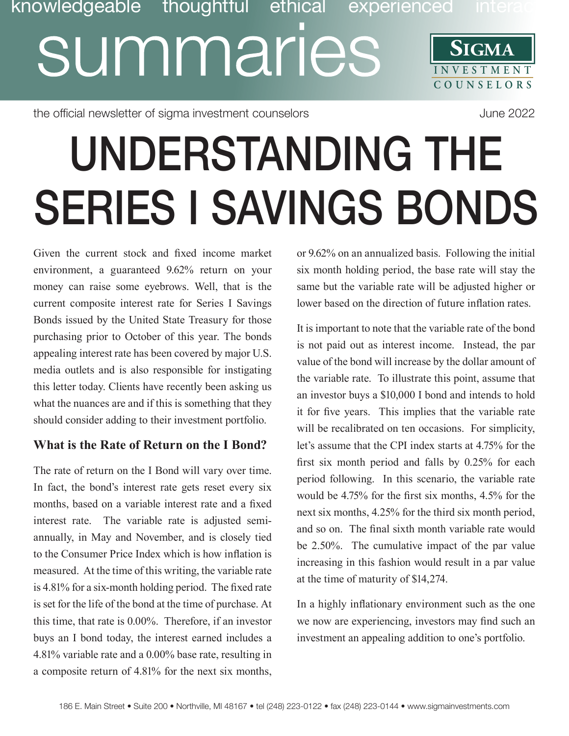knowledgeable thoughtful ethical experienced interac

# summaries

SIGMA INVESTMENT COUNSELORS

the official newsletter of sigma investment counselors

June 2022

# UNDERSTANDING THE SERIES I SAVINGS BONDS

Given the current stock and fixed income market environment, a guaranteed 9.62% return on your money can raise some eyebrows. Well, that is the current composite interest rate for Series I Savings Bonds issued by the United State Treasury for those purchasing prior to October of this year. The bonds appealing interest rate has been covered by major U.S. media outlets and is also responsible for instigating this letter today. Clients have recently been asking us what the nuances are and if this is something that they should consider adding to their investment portfolio.

## What is the Rate of Return on the I Bond?

The rate of return on the I Bond will vary over time. In fact, the bond's interest rate gets reset every six months, based on a variable interest rate and a fixed interest rate. The variable rate is adjusted semi-annually, in May and November, and is closely tied to the Consumer Price Index which is how inflation is measured. At the time of this writing, the variable rate is 4.81% for a six-month holding period. The fixed rate is set for the life of the bond at the time of purchase. At this time, that rate is 0.00%. Therefore, if an investor buys an I bond today, the interest earned includes a 4.81% variable rate and a 0.00% base rate, resulting in a composite return of 4.81% for the next six months, or 9.62% on an annualized basis. Following the initial six month holding period, the base rate will stay the same but the variable rate will be adjusted higher or lower based on the direction of future inflation rates.

It is important to note that the variable rate of the bond is not paid out as interest income. Instead, the par value of the bond will increase by the dollar amount of the variable rate. To illustrate this point, assume that an investor buys a $10,000 I bond and intends to hold it for five years. This implies that the variable rate will be recalibrated on ten occasions. For simplicity, let's assume that the CPI index starts at 4.75% for the first six month period and falls by 0.25% for each period following. In this scenario, the variable rate would be 4.75% for the first six months, 4.5% for the next six months, 4.25% for the third six month period, and so on. The final sixth month variable rate would be 2.50%. The cumulative impact of the par value increasing in this fashion would result in a par value at the time of maturity of $14,274.

In a highly inflationary environment such as the one we now are experiencing, investors may find such an investment an appealing addition to one's portfolio.

186 E. Main Street • Suite 200 • Northville, MI 48167 • tel (248) 223-0122 • fax (248) 223-0144 • www.sigmainvestments.com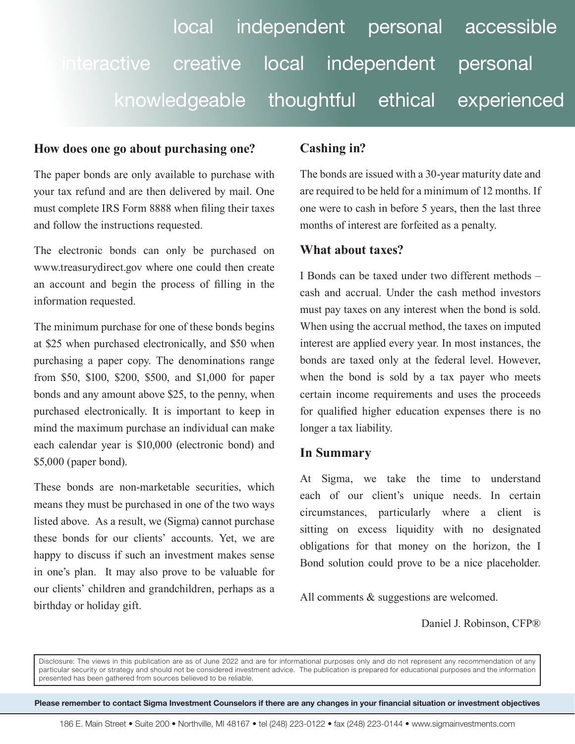local independent personal accessible

interactive creative local independent personal

knowledgeable thoughtful ethical experienced

## How does one go about purchasing one?

The paper bonds are only available to purchase with your tax refund and are then delivered by mail. One must complete IRS Form 8888 when filing their taxes and follow the instructions requested.

The electronic bonds can only be purchased on www.treasurydirect.gov where one could then create an account and begin the process of filling in the information requested.

The minimum purchase for one of these bonds begins at $25 when purchased electronically, and $50 when purchasing a paper copy. The denominations range from $50, $100, $200, $500, and $1,000 for paper bonds and any amount above $25, to the penny, when purchased electronically. It is important to keep in mind the maximum purchase an individual can make each calendar year is $10,000 (electronic bond) and $5,000 (paper bond).

These bonds are non-marketable securities, which means they must be purchased in one of the two ways listed above. As a result, we (Sigma) cannot purchase these bonds for our clients' accounts. Yet, we are happy to discuss if such an investment makes sense in one's plan. It may also prove to be valuable for our clients' children and grandchildren, perhaps as a birthday or holiday gift.

## Cashing in?

The bonds are issued with a 30-year maturity date and are required to be held for a minimum of 12 months. If one were to cash in before 5 years, then the last three months of interest are forfeited as a penalty.

## What about taxes?

I Bonds can be taxed under two different methods – cash and accrual. Under the cash method investors must pay taxes on any interest when the bond is sold. When using the accrual method, the taxes on imputed interest are applied every year. In most instances, the bonds are taxed only at the federal level. However, when the bond is sold by a tax payer who meets certain income requirements and uses the proceeds for qualified higher education expenses there is no longer a tax liability.

## In Summary

At Sigma, we take the time to understand each of our client's unique needs. In certain circumstances, particularly where a client is sitting on excess liquidity with no designated obligations for that money on the horizon, the I Bond solution could prove to be a nice placeholder.

All comments & suggestions are welcomed.

Daniel J. Robinson, CFP®

Disclosure: The views in this publication are as of June 2022 and are for informational purposes only and do not represent any recommendation of any particular security or strategy and should not be considered investment advice. The publication is prepared for educational purposes and the information presented has been gathered from sources believed to be reliable.

**Please remember to contact Sigma Investment Counselors if there are any changes in your financial situation or investment objectives**

186 E. Main Street • Suite 200 • Northville, MI 48167 • tel (248) 223-0122 • fax (248) 223-0144 • www.sigmainvestments.com